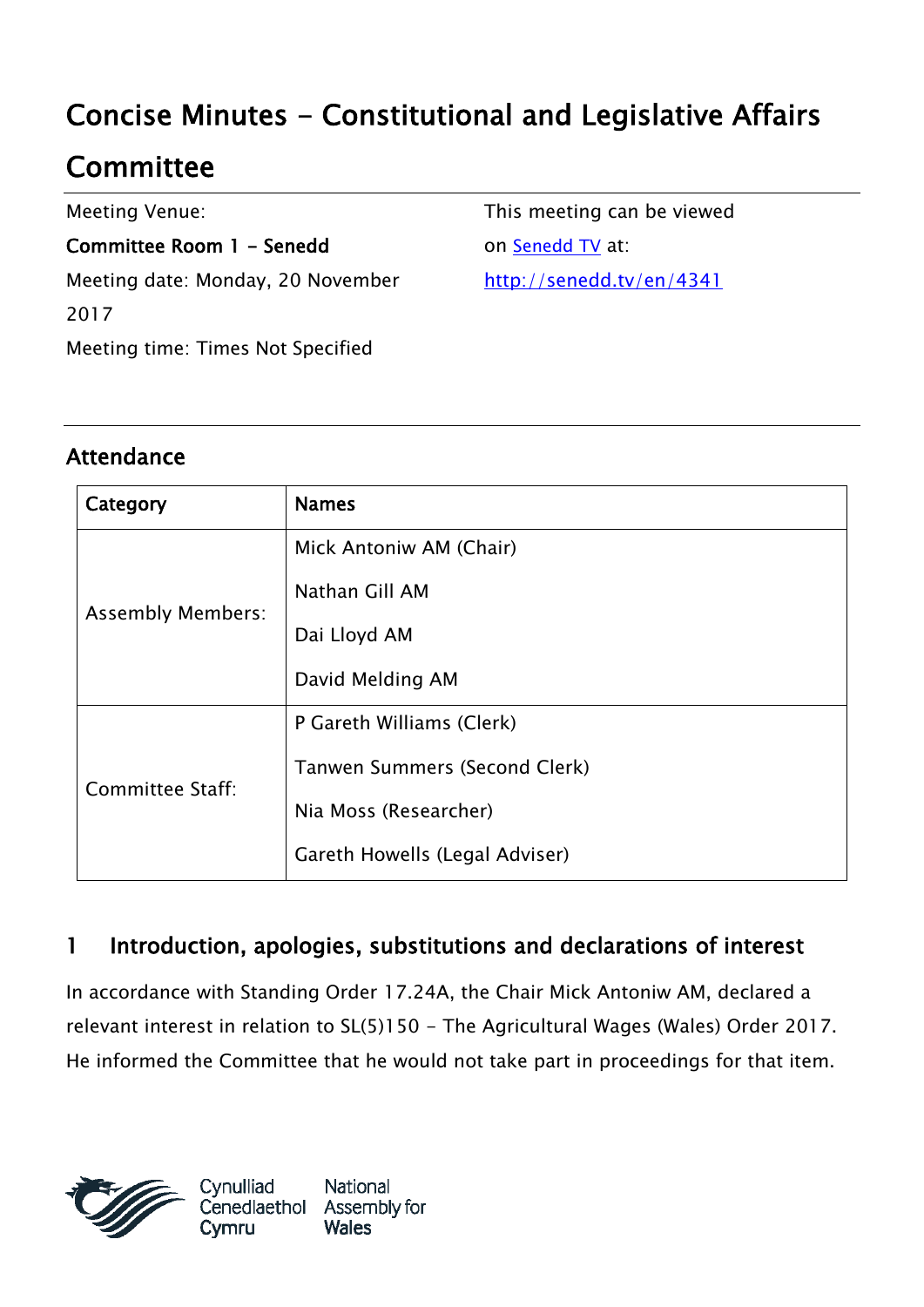# Concise Minutes - Constitutional and Legislative Affairs Committee

Meeting Venue:

**Committee Room 1 - Senedd**

Meeting date: Monday, 20 November 2017

Meeting time: Times Not Specified

This meeting can be viewed on [Senedd TV](http://senedd.tv/en/4341) at:

http://senedd.tv/en/4341

## Attendance

| Category | Names |
|---|---|
| Assembly Members: | Mick Antoniw AM (Chair)<br>Nathan Gill AM<br>Dai Lloyd AM<br>David Melding AM |
| Committee Staff: | P Gareth Williams (Clerk)<br>Tanwen Summers (Second Clerk)<br>Nia Moss (Researcher)<br>Gareth Howells (Legal Adviser) |

## 1 Introduction, apologies, substitutions and declarations of interest

In accordance with Standing Order 17.24A, the Chair Mick Antoniw AM, declared a relevant interest in relation to SL(5)150 - The Agricultural Wages (Wales) Order 2017. He informed the Committee that he would not take part in proceedings for that item.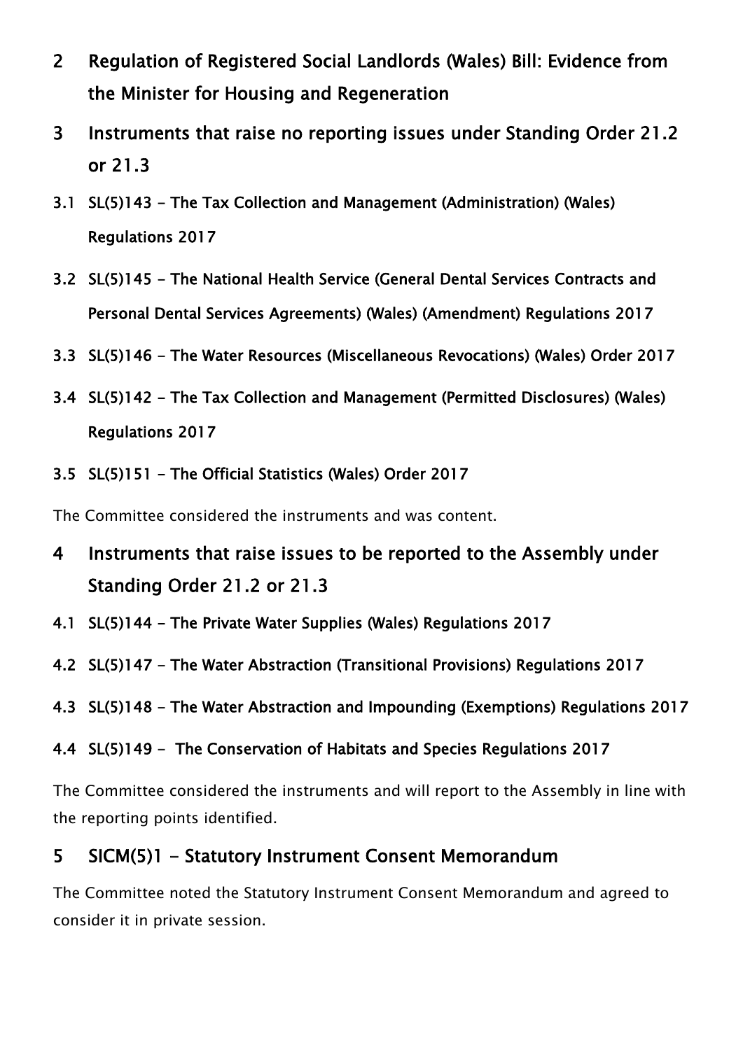## 2 Regulation of Registered Social Landlords (Wales) Bill: Evidence from the Minister for Housing and Regeneration

## 3 Instruments that raise no reporting issues under Standing Order 21.2 or 21.3

### 3.1 SL(5)143 - The Tax Collection and Management (Administration) (Wales) Regulations 2017

### 3.2 SL(5)145 - The National Health Service (General Dental Services Contracts and Personal Dental Services Agreements) (Wales) (Amendment) Regulations 2017

### 3.3 SL(5)146 - The Water Resources (Miscellaneous Revocations) (Wales) Order 2017

### 3.4 SL(5)142 - The Tax Collection and Management (Permitted Disclosures) (Wales) Regulations 2017

### 3.5 SL(5)151 - The Official Statistics (Wales) Order 2017

The Committee considered the instruments and was content.

## 4 Instruments that raise issues to be reported to the Assembly under Standing Order 21.2 or 21.3

### 4.1 SL(5)144 - The Private Water Supplies (Wales) Regulations 2017

### 4.2 SL(5)147 - The Water Abstraction (Transitional Provisions) Regulations 2017

### 4.3 SL(5)148 - The Water Abstraction and Impounding (Exemptions) Regulations 2017

### 4.4 SL(5)149 - The Conservation of Habitats and Species Regulations 2017

The Committee considered the instruments and will report to the Assembly in line with the reporting points identified.

## 5 SICM(5)1 - Statutory Instrument Consent Memorandum

The Committee noted the Statutory Instrument Consent Memorandum and agreed to consider it in private session.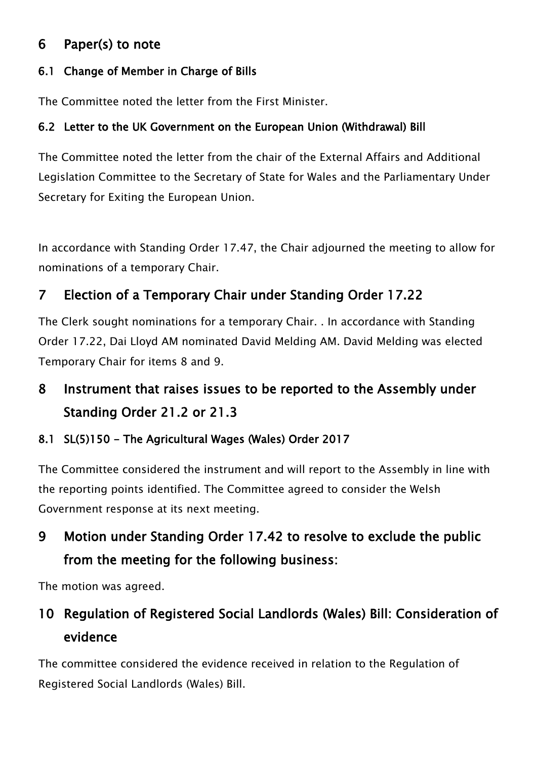## 6 Paper(s) to note

### 6.1 Change of Member in Charge of Bills

The Committee noted the letter from the First Minister.

### 6.2 Letter to the UK Government on the European Union (Withdrawal) Bill

The Committee noted the letter from the chair of the External Affairs and Additional Legislation Committee to the Secretary of State for Wales and the Parliamentary Under Secretary for Exiting the European Union.

In accordance with Standing Order 17.47, the Chair adjourned the meeting to allow for nominations of a temporary Chair.

## 7 Election of a Temporary Chair under Standing Order 17.22

The Clerk sought nominations for a temporary Chair. . In accordance with Standing Order 17.22, Dai Lloyd AM nominated David Melding AM. David Melding was elected Temporary Chair for items 8 and 9.

## 8 Instrument that raises issues to be reported to the Assembly under Standing Order 21.2 or 21.3

### 8.1 SL(5)150 – The Agricultural Wages (Wales) Order 2017

The Committee considered the instrument and will report to the Assembly in line with the reporting points identified. The Committee agreed to consider the Welsh Government response at its next meeting.

## 9 Motion under Standing Order 17.42 to resolve to exclude the public from the meeting for the following business:

The motion was agreed.

## 10 Regulation of Registered Social Landlords (Wales) Bill: Consideration of evidence

The committee considered the evidence received in relation to the Regulation of Registered Social Landlords (Wales) Bill.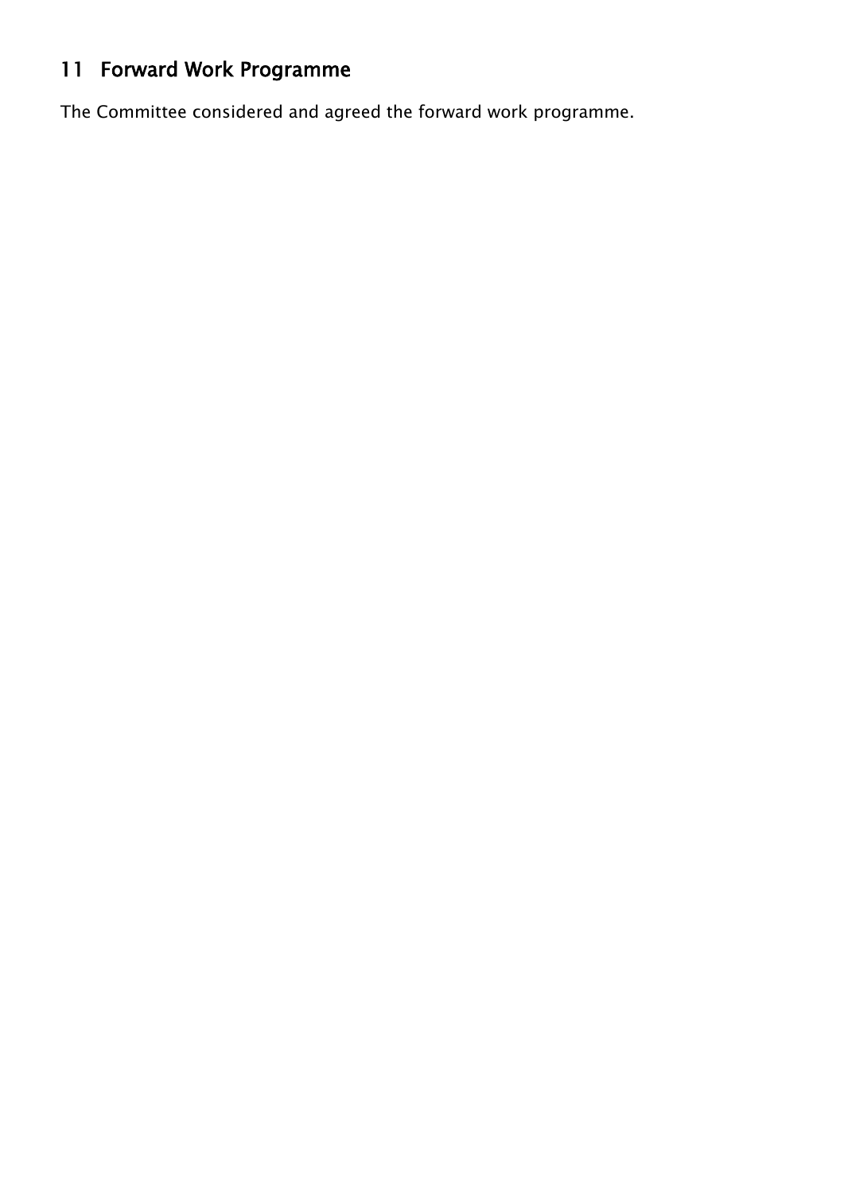## 11 Forward Work Programme

The Committee considered and agreed the forward work programme.